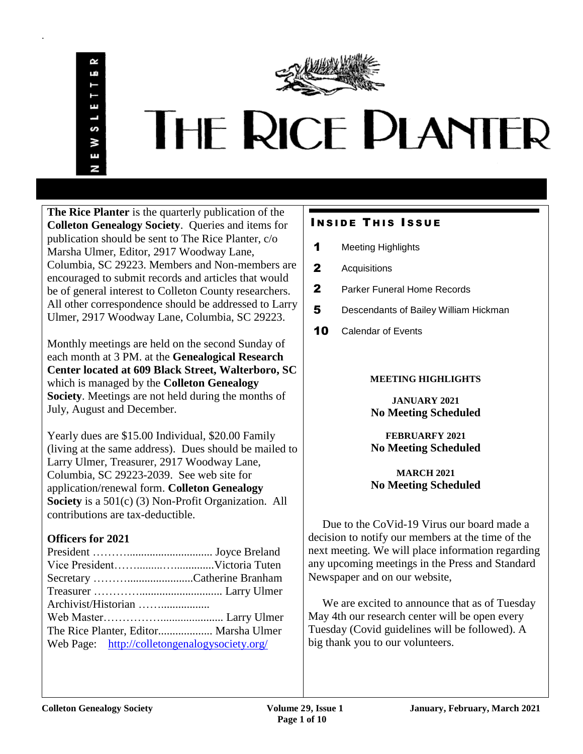# THE RICE PLANTER

NEWSLETTER

**The Rice Planter** is the quarterly publication of the **Colleton Genealogy Society**. Queries and items for publication should be sent to The Rice Planter, c/o Marsha Ulmer, Editor, 2917 Woodway Lane, Columbia, SC 29223. Members and Non-members are encouraged to submit records and articles that would be of general interest to Colleton County researchers. All other correspondence should be addressed to Larry Ulmer, 2917 Woodway Lane, Columbia, SC 29223.

Monthly meetings are held on the second Sunday of each month at 3 PM. at the **Genealogical Research Center located at 609 Black Street, Walterboro, SC** which is managed by the **Colleton Genealogy Society**. Meetings are not held during the months of July, August and December.

Yearly dues are $15.00 Individual, $20.00 Family (living at the same address). Dues should be mailed to Larry Ulmer, Treasurer, 2917 Woodway Lane, Columbia, SC 29223-2039. See web site for application/renewal form. **Colleton Genealogy Society** is a 501(c) (3) Non-Profit Organization. All contributions are tax-deductible.

**Officers for 2021**

President ……….............................. Joyce Breland
Vice President…….......…..............Victoria Tuten
Secretary ……….......................Catherine Branham
Treasurer …………............................ Larry Ulmer
Archivist/Historian ……..................
Web Master………………...................... Larry Ulmer
The Rice Planter, Editor................... Marsha Ulmer
Web Page: http://colletongenalogysociety.org/

## Inside This Issue

**1** Meeting Highlights
**2** Acquisitions
**2** Parker Funeral Home Records
**5** Descendants of Bailey William Hickman
**10** Calendar of Events

### MEETING HIGHLIGHTS

**JANUARY 2021**
**No Meeting Scheduled**

**FEBRUARFY 2021**
**No Meeting Scheduled**

**MARCH 2021**
**No Meeting Scheduled**

Due to the CoVid-19 Virus our board made a decision to notify our members at the time of the next meeting. We will place information regarding any upcoming meetings in the Press and Standard Newspaper and on our website,

We are excited to announce that as of Tuesday May 4th our research center will be open every Tuesday (Covid guidelines will be followed). A big thank you to our volunteers.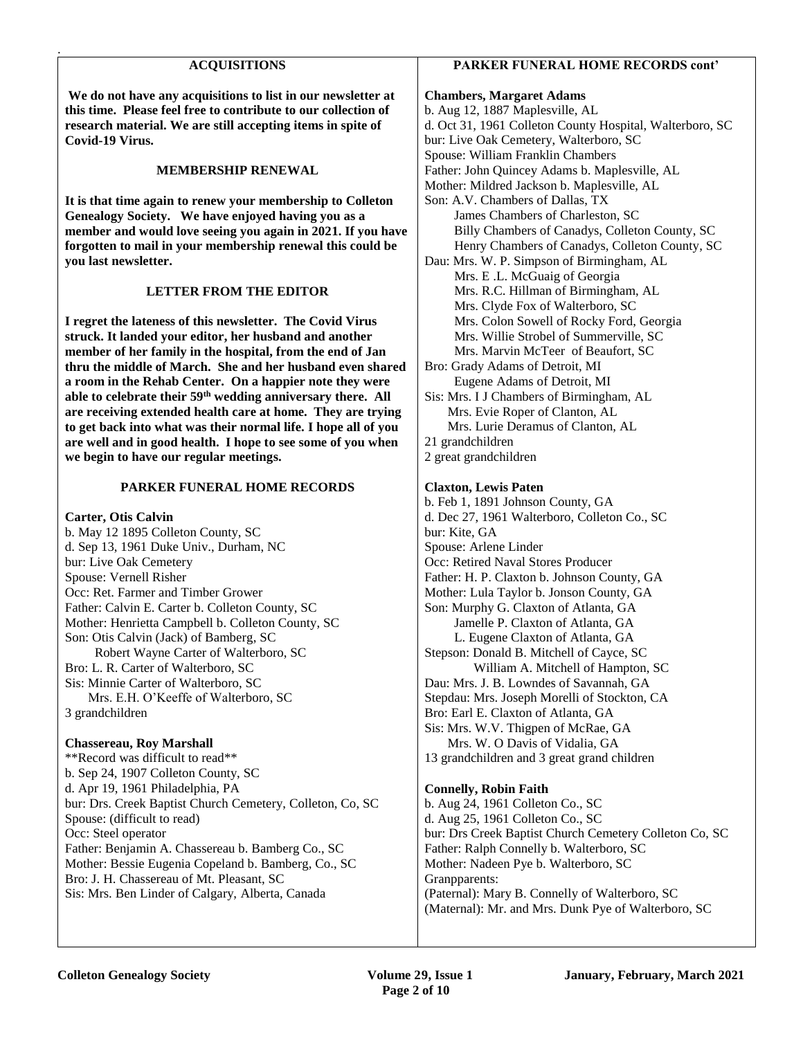## ACQUISITIONS

**We do not have any acquisitions to list in our newsletter at this time. Please feel free to contribute to our collection of research material. We are still accepting items in spite of Covid-19 Virus.**

## MEMBERSHIP RENEWAL

**It is that time again to renew your membership to Colleton Genealogy Society. We have enjoyed having you as a member and would love seeing you again in 2021. If you have forgotten to mail in your membership renewal this could be you last newsletter.**

## LETTER FROM THE EDITOR

**I regret the lateness of this newsletter. The Covid Virus struck. It landed your editor, her husband and another member of her family in the hospital, from the end of Jan thru the middle of March. She and her husband even shared a room in the Rehab Center. On a happier note they were able to celebrate their 59th wedding anniversary there. All are receiving extended health care at home. They are trying to get back into what was their normal life. I hope all of you are well and in good health. I hope to see some of you when we begin to have our regular meetings.**

## PARKER FUNERAL HOME RECORDS

**Carter, Otis Calvin**
b. May 12 1895 Colleton County, SC
d. Sep 13, 1961 Duke Univ., Durham, NC
bur: Live Oak Cemetery
Spouse: Vernell Risher
Occ: Ret. Farmer and Timber Grower
Father: Calvin E. Carter b. Colleton County, SC
Mother: Henrietta Campbell b. Colleton County, SC
Son: Otis Calvin (Jack) of Bamberg, SC
Robert Wayne Carter of Walterboro, SC
Bro: L. R. Carter of Walterboro, SC
Sis: Minnie Carter of Walterboro, SC
Mrs. E.H. O'Keeffe of Walterboro, SC
3 grandchildren

**Chassereau, Roy Marshall**
**Record was difficult to read**
b. Sep 24, 1907 Colleton County, SC
d. Apr 19, 1961 Philadelphia, PA
bur: Drs. Creek Baptist Church Cemetery, Colleton, Co, SC
Spouse: (difficult to read)
Occ: Steel operator
Father: Benjamin A. Chassereau b. Bamberg Co., SC
Mother: Bessie Eugenia Copeland b. Bamberg, Co., SC
Bro: J. H. Chassereau of Mt. Pleasant, SC
Sis: Mrs. Ben Linder of Calgary, Alberta, Canada

## PARKER FUNERAL HOME RECORDS cont'

**Chambers, Margaret Adams**
b. Aug 12, 1887 Maplesville, AL
d. Oct 31, 1961 Colleton County Hospital, Walterboro, SC
bur: Live Oak Cemetery, Walterboro, SC
Spouse: William Franklin Chambers
Father: John Quincey Adams b. Maplesville, AL
Mother: Mildred Jackson b. Maplesville, AL
Son: A.V. Chambers of Dallas, TX
James Chambers of Charleston, SC
Billy Chambers of Canadys, Colleton County, SC
Henry Chambers of Canadys, Colleton County, SC
Dau: Mrs. W. P. Simpson of Birmingham, AL
Mrs. E .L. McGuaig of Georgia
Mrs. R.C. Hillman of Birmingham, AL
Mrs. Clyde Fox of Walterboro, SC
Mrs. Colon Sowell of Rocky Ford, Georgia
Mrs. Willie Strobel of Summerville, SC
Mrs. Marvin McTeer of Beaufort, SC
Bro: Grady Adams of Detroit, MI
Eugene Adams of Detroit, MI
Sis: Mrs. I J Chambers of Birmingham, AL
Mrs. Evie Roper of Clanton, AL
Mrs. Lurie Deramus of Clanton, AL
21 grandchildren
2 great grandchildren

**Claxton, Lewis Paten**
b. Feb 1, 1891 Johnson County, GA
d. Dec 27, 1961 Walterboro, Colleton Co., SC
bur: Kite, GA
Spouse: Arlene Linder
Occ: Retired Naval Stores Producer
Father: H. P. Claxton b. Johnson County, GA
Mother: Lula Taylor b. Jonson County, GA
Son: Murphy G. Claxton of Atlanta, GA
Jamelle P. Claxton of Atlanta, GA
L. Eugene Claxton of Atlanta, GA
Stepson: Donald B. Mitchell of Cayce, SC
William A. Mitchell of Hampton, SC
Dau: Mrs. J. B. Lowndes of Savannah, GA
Stepdau: Mrs. Joseph Morelli of Stockton, CA
Bro: Earl E. Claxton of Atlanta, GA
Sis: Mrs. W.V. Thigpen of McRae, GA
Mrs. W. O Davis of Vidalia, GA
13 grandchildren and 3 great grand children

**Connelly, Robin Faith**
b. Aug 24, 1961 Colleton Co., SC
d. Aug 25, 1961 Colleton Co., SC
bur: Drs Creek Baptist Church Cemetery Colleton Co, SC
Father: Ralph Connelly b. Walterboro, SC
Mother: Nadeen Pye b. Walterboro, SC
Granpparents:
(Paternal): Mary B. Connelly of Walterboro, SC
(Maternal): Mr. and Mrs. Dunk Pye of Walterboro, SC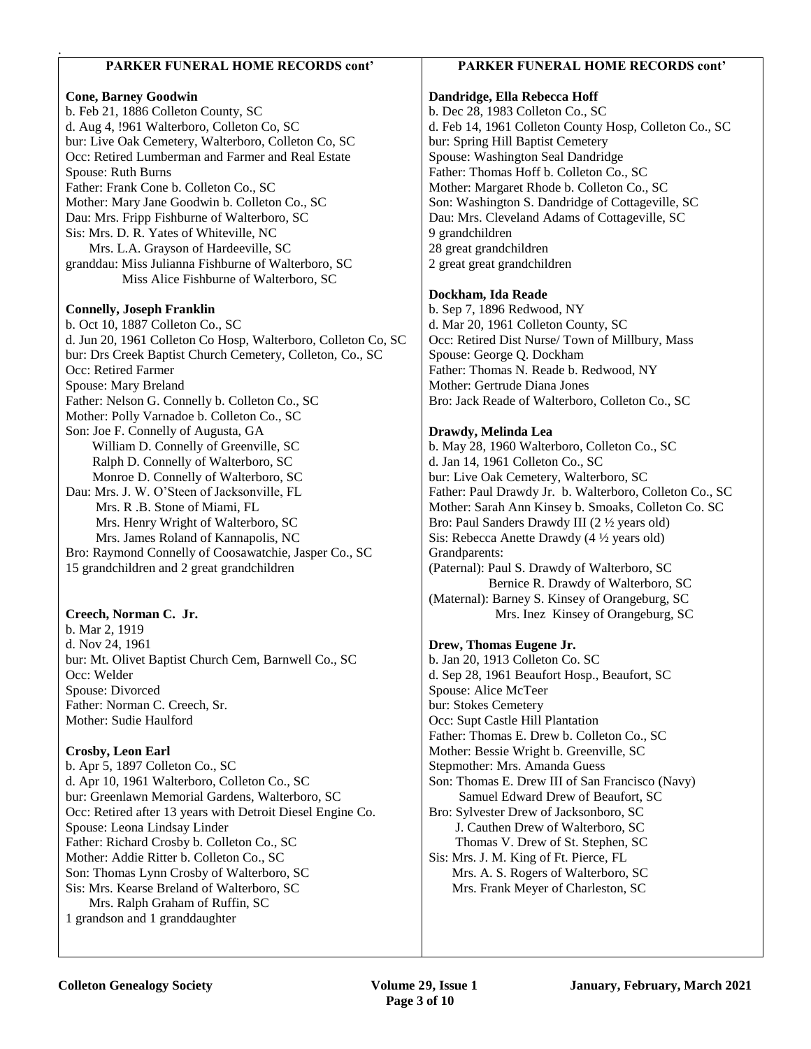## PARKER FUNERAL HOME RECORDS cont'

**Cone, Barney Goodwin**
b. Feb 21, 1886 Colleton County, SC
d. Aug 4, !961 Walterboro, Colleton Co, SC
bur: Live Oak Cemetery, Walterboro, Colleton Co, SC
Occ: Retired Lumberman and Farmer and Real Estate
Spouse: Ruth Burns
Father: Frank Cone b. Colleton Co., SC
Mother: Mary Jane Goodwin b. Colleton Co., SC
Dau: Mrs. Fripp Fishburne of Walterboro, SC
Sis: Mrs. D. R. Yates of Whiteville, NC
Mrs. L.A. Grayson of Hardeeville, SC
granddau: Miss Julianna Fishburne of Walterboro, SC
Miss Alice Fishburne of Walterboro, SC

**Connelly, Joseph Franklin**
b. Oct 10, 1887 Colleton Co., SC
d. Jun 20, 1961 Colleton Co Hosp, Walterboro, Colleton Co, SC
bur: Drs Creek Baptist Church Cemetery, Colleton, Co., SC
Occ: Retired Farmer
Spouse: Mary Breland
Father: Nelson G. Connelly b. Colleton Co., SC
Mother: Polly Varnadoe b. Colleton Co., SC
Son: Joe F. Connelly of Augusta, GA
William D. Connelly of Greenville, SC
Ralph D. Connelly of Walterboro, SC
Monroe D. Connelly of Walterboro, SC
Dau: Mrs. J. W. O'Steen of Jacksonville, FL
Mrs. R .B. Stone of Miami, FL
Mrs. Henry Wright of Walterboro, SC
Mrs. James Roland of Kannapolis, NC
Bro: Raymond Connelly of Coosawatchie, Jasper Co., SC
15 grandchildren and 2 great grandchildren

**Creech, Norman C. Jr.**
b. Mar 2, 1919
d. Nov 24, 1961
bur: Mt. Olivet Baptist Church Cem, Barnwell Co., SC
Occ: Welder
Spouse: Divorced
Father: Norman C. Creech, Sr.
Mother: Sudie Haulford

**Crosby, Leon Earl**
b. Apr 5, 1897 Colleton Co., SC
d. Apr 10, 1961 Walterboro, Colleton Co., SC
bur: Greenlawn Memorial Gardens, Walterboro, SC
Occ: Retired after 13 years with Detroit Diesel Engine Co.
Spouse: Leona Lindsay Linder
Father: Richard Crosby b. Colleton Co., SC
Mother: Addie Ritter b. Colleton Co., SC
Son: Thomas Lynn Crosby of Walterboro, SC
Sis: Mrs. Kearse Breland of Walterboro, SC
Mrs. Ralph Graham of Ruffin, SC
1 grandson and 1 granddaughter

**Dandridge, Ella Rebecca Hoff**
b. Dec 28, 1983 Colleton Co., SC
d. Feb 14, 1961 Colleton County Hosp, Colleton Co., SC
bur: Spring Hill Baptist Cemetery
Spouse: Washington Seal Dandridge
Father: Thomas Hoff b. Colleton Co., SC
Mother: Margaret Rhode b. Colleton Co., SC
Son: Washington S. Dandridge of Cottageville, SC
Dau: Mrs. Cleveland Adams of Cottageville, SC
9 grandchildren
28 great grandchildren
2 great great grandchildren

**Dockham, Ida Reade**
b. Sep 7, 1896 Redwood, NY
d. Mar 20, 1961 Colleton County, SC
Occ: Retired Dist Nurse/ Town of Millbury, Mass
Spouse: George Q. Dockham
Father: Thomas N. Reade b. Redwood, NY
Mother: Gertrude Diana Jones
Bro: Jack Reade of Walterboro, Colleton Co., SC

**Drawdy, Melinda Lea**
b. May 28, 1960 Walterboro, Colleton Co., SC
d. Jan 14, 1961 Colleton Co., SC
bur: Live Oak Cemetery, Walterboro, SC
Father: Paul Drawdy Jr. b. Walterboro, Colleton Co., SC
Mother: Sarah Ann Kinsey b. Smoaks, Colleton Co. SC
Bro: Paul Sanders Drawdy III (2 ½ years old)
Sis: Rebecca Anette Drawdy (4 ½ years old)
Grandparents:
(Paternal): Paul S. Drawdy of Walterboro, SC
Bernice R. Drawdy of Walterboro, SC
(Maternal): Barney S. Kinsey of Orangeburg, SC
Mrs. Inez Kinsey of Orangeburg, SC

**Drew, Thomas Eugene Jr.**
b. Jan 20, 1913 Colleton Co. SC
d. Sep 28, 1961 Beaufort Hosp., Beaufort, SC
Spouse: Alice McTeer
bur: Stokes Cemetery
Occ: Supt Castle Hill Plantation
Father: Thomas E. Drew b. Colleton Co., SC
Mother: Bessie Wright b. Greenville, SC
Stepmother: Mrs. Amanda Guess
Son: Thomas E. Drew III of San Francisco (Navy)
Samuel Edward Drew of Beaufort, SC
Bro: Sylvester Drew of Jacksonboro, SC
J. Cauthen Drew of Walterboro, SC
Thomas V. Drew of St. Stephen, SC
Sis: Mrs. J. M. King of Ft. Pierce, FL
Mrs. A. S. Rogers of Walterboro, SC
Mrs. Frank Meyer of Charleston, SC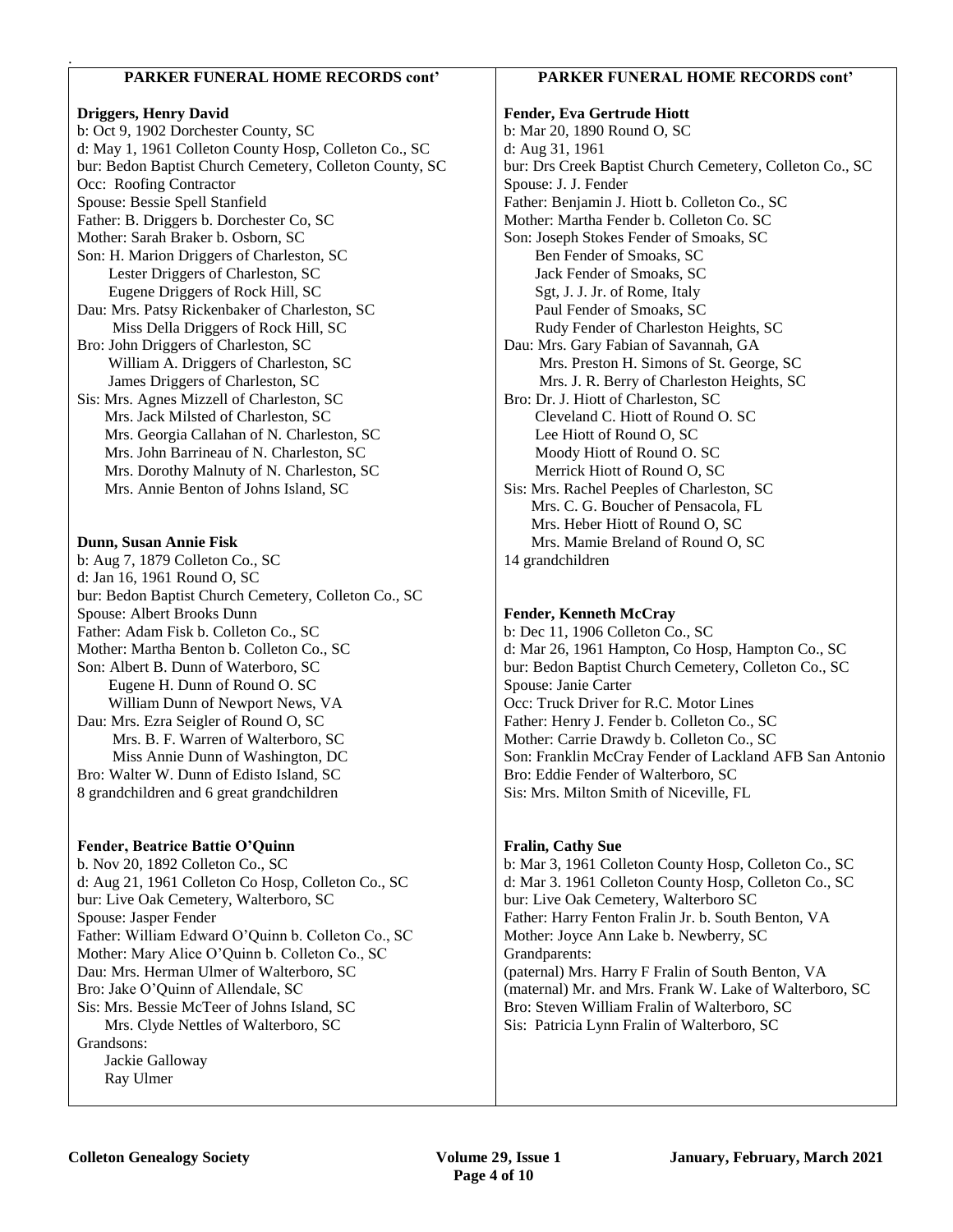## PARKER FUNERAL HOME RECORDS cont'

**Driggers, Henry David**
b: Oct 9, 1902 Dorchester County, SC
d: May 1, 1961 Colleton County Hosp, Colleton Co., SC
bur: Bedon Baptist Church Cemetery, Colleton County, SC
Occ: Roofing Contractor
Spouse: Bessie Spell Stanfield
Father: B. Driggers b. Dorchester Co, SC
Mother: Sarah Braker b. Osborn, SC
Son: H. Marion Driggers of Charleston, SC
Lester Driggers of Charleston, SC
Eugene Driggers of Rock Hill, SC
Dau: Mrs. Patsy Rickenbaker of Charleston, SC
Miss Della Driggers of Rock Hill, SC
Bro: John Driggers of Charleston, SC
William A. Driggers of Charleston, SC
James Driggers of Charleston, SC
Sis: Mrs. Agnes Mizzell of Charleston, SC
Mrs. Jack Milsted of Charleston, SC
Mrs. Georgia Callahan of N. Charleston, SC
Mrs. John Barrineau of N. Charleston, SC
Mrs. Dorothy Malnuty of N. Charleston, SC
Mrs. Annie Benton of Johns Island, SC

**Dunn, Susan Annie Fisk**
b: Aug 7, 1879 Colleton Co., SC
d: Jan 16, 1961 Round O, SC
bur: Bedon Baptist Church Cemetery, Colleton Co., SC
Spouse: Albert Brooks Dunn
Father: Adam Fisk b. Colleton Co., SC
Mother: Martha Benton b. Colleton Co., SC
Son: Albert B. Dunn of Waterboro, SC
Eugene H. Dunn of Round O. SC
William Dunn of Newport News, VA
Dau: Mrs. Ezra Seigler of Round O, SC
Mrs. B. F. Warren of Walterboro, SC
Miss Annie Dunn of Washington, DC
Bro: Walter W. Dunn of Edisto Island, SC
8 grandchildren and 6 great grandchildren

**Fender, Beatrice Battie O'Quinn**
b. Nov 20, 1892 Colleton Co., SC
d: Aug 21, 1961 Colleton Co Hosp, Colleton Co., SC
bur: Live Oak Cemetery, Walterboro, SC
Spouse: Jasper Fender
Father: William Edward O'Quinn b. Colleton Co., SC
Mother: Mary Alice O'Quinn b. Colleton Co., SC
Dau: Mrs. Herman Ulmer of Walterboro, SC
Bro: Jake O'Quinn of Allendale, SC
Sis: Mrs. Bessie McTeer of Johns Island, SC
Mrs. Clyde Nettles of Walterboro, SC
Grandsons:
Jackie Galloway
Ray Ulmer

**Fender, Eva Gertrude Hiott**
b: Mar 20, 1890 Round O, SC
d: Aug 31, 1961
bur: Drs Creek Baptist Church Cemetery, Colleton Co., SC
Spouse: J. J. Fender
Father: Benjamin J. Hiott b. Colleton Co., SC
Mother: Martha Fender b. Colleton Co. SC
Son: Joseph Stokes Fender of Smoaks, SC
Ben Fender of Smoaks, SC
Jack Fender of Smoaks, SC
Sgt, J. J. Jr. of Rome, Italy
Paul Fender of Smoaks, SC
Rudy Fender of Charleston Heights, SC
Dau: Mrs. Gary Fabian of Savannah, GA
Mrs. Preston H. Simons of St. George, SC
Mrs. J. R. Berry of Charleston Heights, SC
Bro: Dr. J. Hiott of Charleston, SC
Cleveland C. Hiott of Round O. SC
Lee Hiott of Round O, SC
Moody Hiott of Round O. SC
Merrick Hiott of Round O, SC
Sis: Mrs. Rachel Peeples of Charleston, SC
Mrs. C. G. Boucher of Pensacola, FL
Mrs. Heber Hiott of Round O, SC
Mrs. Mamie Breland of Round O, SC
14 grandchildren

**Fender, Kenneth McCray**
b: Dec 11, 1906 Colleton Co., SC
d: Mar 26, 1961 Hampton, Co Hosp, Hampton Co., SC
bur: Bedon Baptist Church Cemetery, Colleton Co., SC
Spouse: Janie Carter
Occ: Truck Driver for R.C. Motor Lines
Father: Henry J. Fender b. Colleton Co., SC
Mother: Carrie Drawdy b. Colleton Co., SC
Son: Franklin McCray Fender of Lackland AFB San Antonio
Bro: Eddie Fender of Walterboro, SC
Sis: Mrs. Milton Smith of Niceville, FL

**Fralin, Cathy Sue**
b: Mar 3, 1961 Colleton County Hosp, Colleton Co., SC
d: Mar 3. 1961 Colleton County Hosp, Colleton Co., SC
bur: Live Oak Cemetery, Walterboro SC
Father: Harry Fenton Fralin Jr. b. South Benton, VA
Mother: Joyce Ann Lake b. Newberry, SC
Grandparents:
(paternal) Mrs. Harry F Fralin of South Benton, VA
(maternal) Mr. and Mrs. Frank W. Lake of Walterboro, SC
Bro: Steven William Fralin of Walterboro, SC
Sis: Patricia Lynn Fralin of Walterboro, SC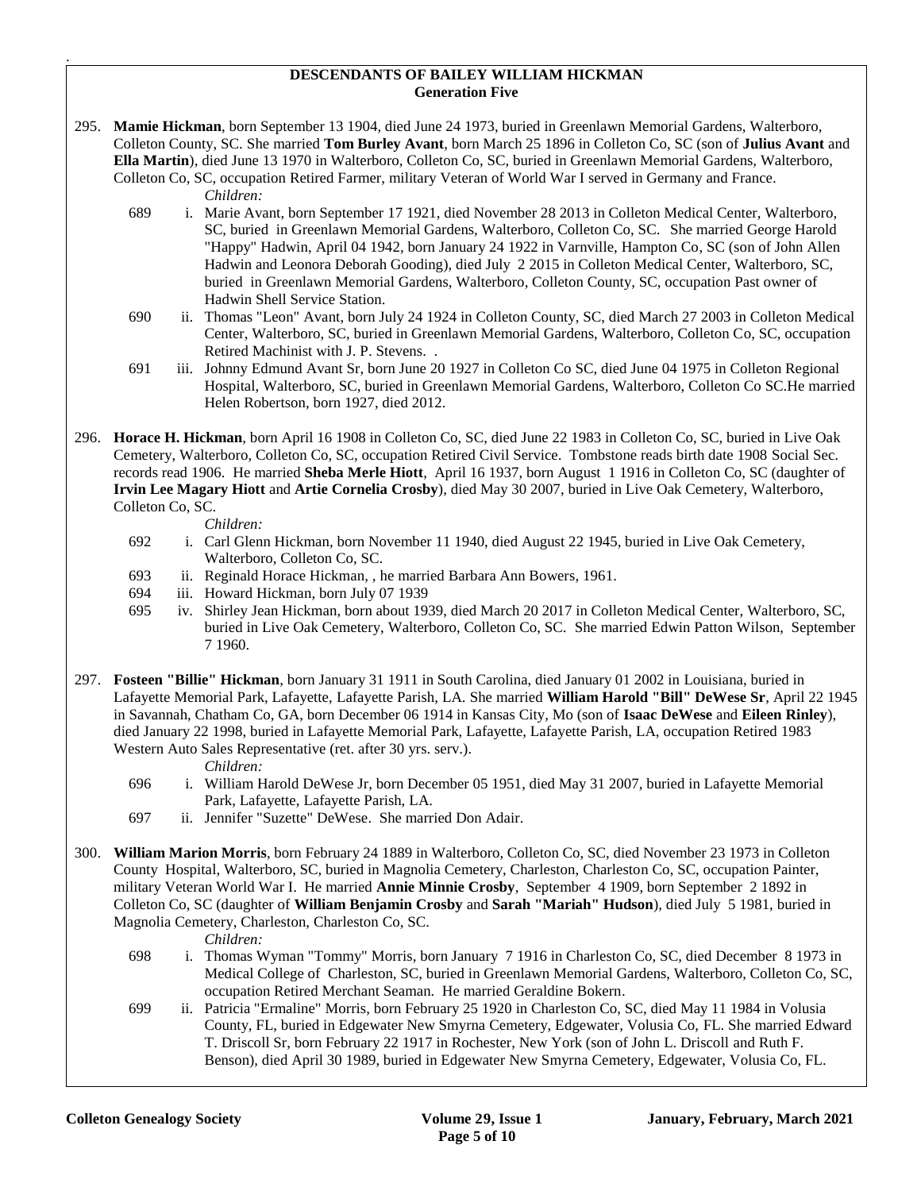## DESCENDANTS OF BAILEY WILLIAM HICKMAN
### Generation Five

295. **Mamie Hickman**, born September 13 1904, died June 24 1973, buried in Greenlawn Memorial Gardens, Walterboro, Colleton County, SC. She married **Tom Burley Avant**, born March 25 1896 in Colleton Co, SC (son of **Julius Avant** and **Ella Martin**), died June 13 1970 in Walterboro, Colleton Co, SC, buried in Greenlawn Memorial Gardens, Walterboro, Colleton Co, SC, occupation Retired Farmer, military Veteran of World War I served in Germany and France.

    *Children:*

    - 689 i. Marie Avant, born September 17 1921, died November 28 2013 in Colleton Medical Center, Walterboro, SC, buried in Greenlawn Memorial Gardens, Walterboro, Colleton Co, SC. She married George Harold "Happy" Hadwin, April 04 1942, born January 24 1922 in Varnville, Hampton Co, SC (son of John Allen Hadwin and Leonora Deborah Gooding), died July 2 2015 in Colleton Medical Center, Walterboro, SC, buried in Greenlawn Memorial Gardens, Walterboro, Colleton County, SC, occupation Past owner of Hadwin Shell Service Station.
    - 690 ii. Thomas "Leon" Avant, born July 24 1924 in Colleton County, SC, died March 27 2003 in Colleton Medical Center, Walterboro, SC, buried in Greenlawn Memorial Gardens, Walterboro, Colleton Co, SC, occupation Retired Machinist with J. P. Stevens. .
    - 691 iii. Johnny Edmund Avant Sr, born June 20 1927 in Colleton Co SC, died June 04 1975 in Colleton Regional Hospital, Walterboro, SC, buried in Greenlawn Memorial Gardens, Walterboro, Colleton Co SC.He married Helen Robertson, born 1927, died 2012.

296. **Horace H. Hickman**, born April 16 1908 in Colleton Co, SC, died June 22 1983 in Colleton Co, SC, buried in Live Oak Cemetery, Walterboro, Colleton Co, SC, occupation Retired Civil Service. Tombstone reads birth date 1908 Social Sec. records read 1906. He married **Sheba Merle Hiott**, April 16 1937, born August 1 1916 in Colleton Co, SC (daughter of **Irvin Lee Magary Hiott** and **Artie Cornelia Crosby**), died May 30 2007, buried in Live Oak Cemetery, Walterboro, Colleton Co, SC.

    *Children:*

    - 692 i. Carl Glenn Hickman, born November 11 1940, died August 22 1945, buried in Live Oak Cemetery, Walterboro, Colleton Co, SC.
    - 693 ii. Reginald Horace Hickman, , he married Barbara Ann Bowers, 1961.
    - 694 iii. Howard Hickman, born July 07 1939
    - 695 iv. Shirley Jean Hickman, born about 1939, died March 20 2017 in Colleton Medical Center, Walterboro, SC, buried in Live Oak Cemetery, Walterboro, Colleton Co, SC. She married Edwin Patton Wilson, September 7 1960.

297. **Fosteen "Billie" Hickman**, born January 31 1911 in South Carolina, died January 01 2002 in Louisiana, buried in Lafayette Memorial Park, Lafayette, Lafayette Parish, LA. She married **William Harold "Bill" DeWese Sr**, April 22 1945 in Savannah, Chatham Co, GA, born December 06 1914 in Kansas City, Mo (son of **Isaac DeWese** and **Eileen Rinley**), died January 22 1998, buried in Lafayette Memorial Park, Lafayette, Lafayette Parish, LA, occupation Retired 1983 Western Auto Sales Representative (ret. after 30 yrs. serv.).

    *Children:*

    - 696 i. William Harold DeWese Jr, born December 05 1951, died May 31 2007, buried in Lafayette Memorial Park, Lafayette, Lafayette Parish, LA.
    - 697 ii. Jennifer "Suzette" DeWese. She married Don Adair.

300. **William Marion Morris**, born February 24 1889 in Walterboro, Colleton Co, SC, died November 23 1973 in Colleton County Hospital, Walterboro, SC, buried in Magnolia Cemetery, Charleston, Charleston Co, SC, occupation Painter, military Veteran World War I. He married **Annie Minnie Crosby**, September 4 1909, born September 2 1892 in Colleton Co, SC (daughter of **William Benjamin Crosby** and **Sarah "Mariah" Hudson**), died July 5 1981, buried in Magnolia Cemetery, Charleston, Charleston Co, SC.

    *Children:*

    - 698 i. Thomas Wyman "Tommy" Morris, born January 7 1916 in Charleston Co, SC, died December 8 1973 in Medical College of Charleston, SC, buried in Greenlawn Memorial Gardens, Walterboro, Colleton Co, SC, occupation Retired Merchant Seaman. He married Geraldine Bokern.
    - 699 ii. Patricia "Ermaline" Morris, born February 25 1920 in Charleston Co, SC, died May 11 1984 in Volusia County, FL, buried in Edgewater New Smyrna Cemetery, Edgewater, Volusia Co, FL. She married Edward T. Driscoll Sr, born February 22 1917 in Rochester, New York (son of John L. Driscoll and Ruth F. Benson), died April 30 1989, buried in Edgewater New Smyrna Cemetery, Edgewater, Volusia Co, FL.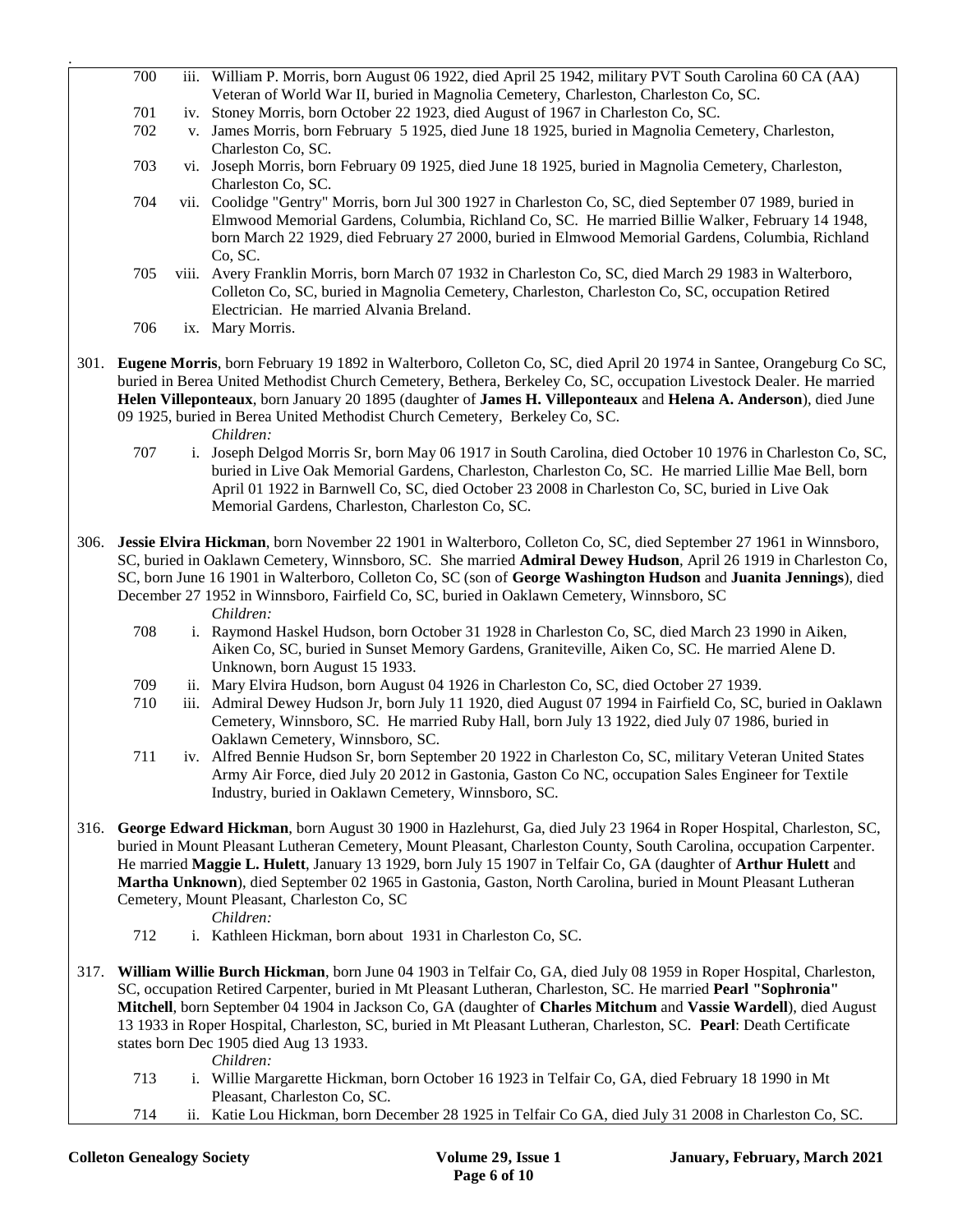700 iii. William P. Morris, born August 06 1922, died April 25 1942, military PVT South Carolina 60 CA (AA) Veteran of World War II, buried in Magnolia Cemetery, Charleston, Charleston Co, SC.

701 iv. Stoney Morris, born October 22 1923, died August of 1967 in Charleston Co, SC.

702 v. James Morris, born February 5 1925, died June 18 1925, buried in Magnolia Cemetery, Charleston, Charleston Co, SC.

703 vi. Joseph Morris, born February 09 1925, died June 18 1925, buried in Magnolia Cemetery, Charleston, Charleston Co, SC.

704 vii. Coolidge "Gentry" Morris, born Jul 300 1927 in Charleston Co, SC, died September 07 1989, buried in Elmwood Memorial Gardens, Columbia, Richland Co, SC. He married Billie Walker, February 14 1948, born March 22 1929, died February 27 2000, buried in Elmwood Memorial Gardens, Columbia, Richland Co, SC.

705 viii. Avery Franklin Morris, born March 07 1932 in Charleston Co, SC, died March 29 1983 in Walterboro, Colleton Co, SC, buried in Magnolia Cemetery, Charleston, Charleston Co, SC, occupation Retired Electrician. He married Alvania Breland.

706 ix. Mary Morris.

301. **Eugene Morris**, born February 19 1892 in Walterboro, Colleton Co, SC, died April 20 1974 in Santee, Orangeburg Co SC, buried in Berea United Methodist Church Cemetery, Bethera, Berkeley Co, SC, occupation Livestock Dealer. He married **Helen Villeponteaux**, born January 20 1895 (daughter of **James H. Villeponteaux** and **Helena A. Anderson**), died June 09 1925, buried in Berea United Methodist Church Cemetery, Berkeley Co, SC.

*Children:*

707 i. Joseph Delgod Morris Sr, born May 06 1917 in South Carolina, died October 10 1976 in Charleston Co, SC, buried in Live Oak Memorial Gardens, Charleston, Charleston Co, SC. He married Lillie Mae Bell, born April 01 1922 in Barnwell Co, SC, died October 23 2008 in Charleston Co, SC, buried in Live Oak Memorial Gardens, Charleston, Charleston Co, SC.

306. **Jessie Elvira Hickman**, born November 22 1901 in Walterboro, Colleton Co, SC, died September 27 1961 in Winnsboro, SC, buried in Oaklawn Cemetery, Winnsboro, SC. She married **Admiral Dewey Hudson**, April 26 1919 in Charleston Co, SC, born June 16 1901 in Walterboro, Colleton Co, SC (son of **George Washington Hudson** and **Juanita Jennings**), died December 27 1952 in Winnsboro, Fairfield Co, SC, buried in Oaklawn Cemetery, Winnsboro, SC

*Children:*

708 i. Raymond Haskel Hudson, born October 31 1928 in Charleston Co, SC, died March 23 1990 in Aiken, Aiken Co, SC, buried in Sunset Memory Gardens, Graniteville, Aiken Co, SC. He married Alene D. Unknown, born August 15 1933.

709 ii. Mary Elvira Hudson, born August 04 1926 in Charleston Co, SC, died October 27 1939.

710 iii. Admiral Dewey Hudson Jr, born July 11 1920, died August 07 1994 in Fairfield Co, SC, buried in Oaklawn Cemetery, Winnsboro, SC. He married Ruby Hall, born July 13 1922, died July 07 1986, buried in Oaklawn Cemetery, Winnsboro, SC.

711 iv. Alfred Bennie Hudson Sr, born September 20 1922 in Charleston Co, SC, military Veteran United States Army Air Force, died July 20 2012 in Gastonia, Gaston Co NC, occupation Sales Engineer for Textile Industry, buried in Oaklawn Cemetery, Winnsboro, SC.

316. **George Edward Hickman**, born August 30 1900 in Hazlehurst, Ga, died July 23 1964 in Roper Hospital, Charleston, SC, buried in Mount Pleasant Lutheran Cemetery, Mount Pleasant, Charleston County, South Carolina, occupation Carpenter. He married **Maggie L. Hulett**, January 13 1929, born July 15 1907 in Telfair Co, GA (daughter of **Arthur Hulett** and **Martha Unknown**), died September 02 1965 in Gastonia, Gaston, North Carolina, buried in Mount Pleasant Lutheran Cemetery, Mount Pleasant, Charleston Co, SC

*Children:*

712 i. Kathleen Hickman, born about 1931 in Charleston Co, SC.

317. **William Willie Burch Hickman**, born June 04 1903 in Telfair Co, GA, died July 08 1959 in Roper Hospital, Charleston, SC, occupation Retired Carpenter, buried in Mt Pleasant Lutheran, Charleston, SC. He married **Pearl "Sophronia" Mitchell**, born September 04 1904 in Jackson Co, GA (daughter of **Charles Mitchum** and **Vassie Wardell**), died August 13 1933 in Roper Hospital, Charleston, SC, buried in Mt Pleasant Lutheran, Charleston, SC. **Pearl**: Death Certificate states born Dec 1905 died Aug 13 1933.

*Children:*

713 i. Willie Margarette Hickman, born October 16 1923 in Telfair Co, GA, died February 18 1990 in Mt Pleasant, Charleston Co, SC.

714 ii. Katie Lou Hickman, born December 28 1925 in Telfair Co GA, died July 31 2008 in Charleston Co, SC.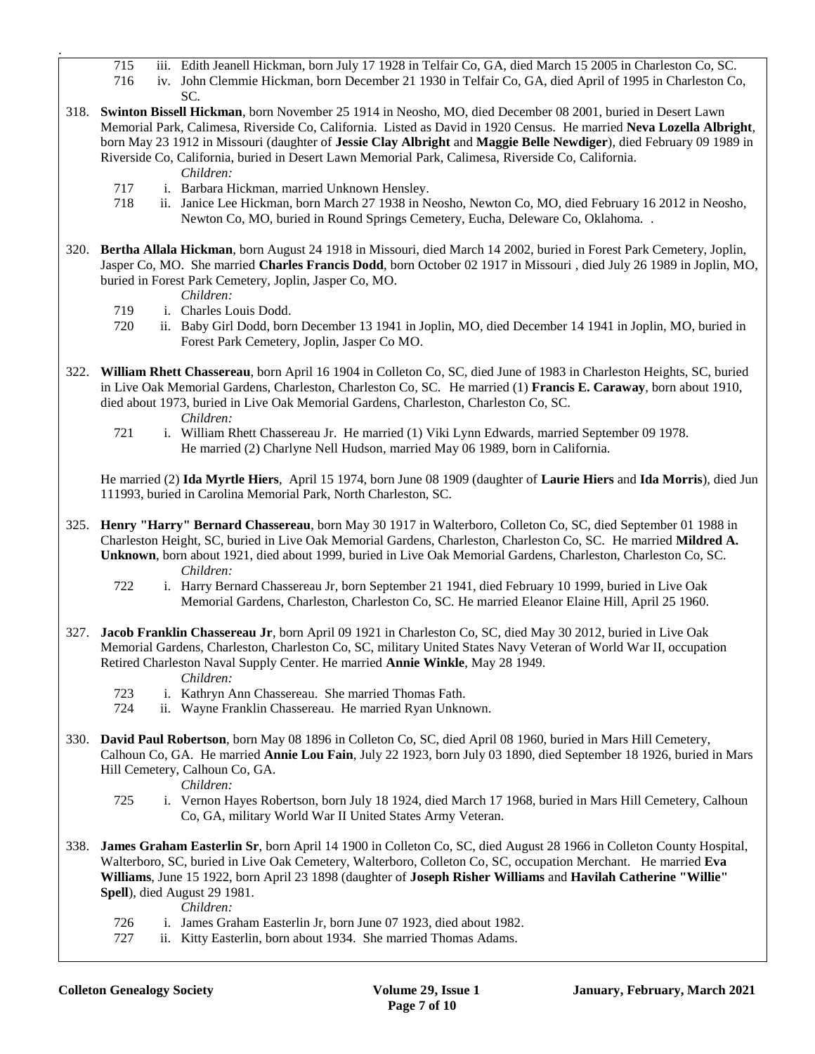715 iii. Edith Jeanell Hickman, born July 17 1928 in Telfair Co, GA, died March 15 2005 in Charleston Co, SC.
716 iv. John Clemmie Hickman, born December 21 1930 in Telfair Co, GA, died April of 1995 in Charleston Co, SC.

318. **Swinton Bissell Hickman**, born November 25 1914 in Neosho, MO, died December 08 2001, buried in Desert Lawn Memorial Park, Calimesa, Riverside Co, California. Listed as David in 1920 Census. He married **Neva Lozella Albright**, born May 23 1912 in Missouri (daughter of **Jessie Clay Albright** and **Maggie Belle Newdiger**), died February 09 1989 in Riverside Co, California, buried in Desert Lawn Memorial Park, Calimesa, Riverside Co, California.

*Children:*

717 i. Barbara Hickman, married Unknown Hensley.
718 ii. Janice Lee Hickman, born March 27 1938 in Neosho, Newton Co, MO, died February 16 2012 in Neosho, Newton Co, MO, buried in Round Springs Cemetery, Eucha, Deleware Co, Oklahoma. .

320. **Bertha Allala Hickman**, born August 24 1918 in Missouri, died March 14 2002, buried in Forest Park Cemetery, Joplin, Jasper Co, MO. She married **Charles Francis Dodd**, born October 02 1917 in Missouri , died July 26 1989 in Joplin, MO, buried in Forest Park Cemetery, Joplin, Jasper Co, MO.

*Children:*

719 i. Charles Louis Dodd.
720 ii. Baby Girl Dodd, born December 13 1941 in Joplin, MO, died December 14 1941 in Joplin, MO, buried in Forest Park Cemetery, Joplin, Jasper Co MO.

322. **William Rhett Chassereau**, born April 16 1904 in Colleton Co, SC, died June of 1983 in Charleston Heights, SC, buried in Live Oak Memorial Gardens, Charleston, Charleston Co, SC. He married (1) **Francis E. Caraway**, born about 1910, died about 1973, buried in Live Oak Memorial Gardens, Charleston, Charleston Co, SC.

*Children:*

721 i. William Rhett Chassereau Jr. He married (1) Viki Lynn Edwards, married September 09 1978. He married (2) Charlyne Nell Hudson, married May 06 1989, born in California.

He married (2) **Ida Myrtle Hiers**, April 15 1974, born June 08 1909 (daughter of **Laurie Hiers** and **Ida Morris**), died Jun 111993, buried in Carolina Memorial Park, North Charleston, SC.

325. **Henry "Harry" Bernard Chassereau**, born May 30 1917 in Walterboro, Colleton Co, SC, died September 01 1988 in Charleston Height, SC, buried in Live Oak Memorial Gardens, Charleston, Charleston Co, SC. He married **Mildred A. Unknown**, born about 1921, died about 1999, buried in Live Oak Memorial Gardens, Charleston, Charleston Co, SC.

*Children:*

722 i. Harry Bernard Chassereau Jr, born September 21 1941, died February 10 1999, buried in Live Oak Memorial Gardens, Charleston, Charleston Co, SC. He married Eleanor Elaine Hill, April 25 1960.

327. **Jacob Franklin Chassereau Jr**, born April 09 1921 in Charleston Co, SC, died May 30 2012, buried in Live Oak Memorial Gardens, Charleston, Charleston Co, SC, military United States Navy Veteran of World War II, occupation Retired Charleston Naval Supply Center. He married **Annie Winkle**, May 28 1949.

*Children:*

723 i. Kathryn Ann Chassereau. She married Thomas Fath.
724 ii. Wayne Franklin Chassereau. He married Ryan Unknown.

330. **David Paul Robertson**, born May 08 1896 in Colleton Co, SC, died April 08 1960, buried in Mars Hill Cemetery, Calhoun Co, GA. He married **Annie Lou Fain**, July 22 1923, born July 03 1890, died September 18 1926, buried in Mars Hill Cemetery, Calhoun Co, GA.

*Children:*

725 i. Vernon Hayes Robertson, born July 18 1924, died March 17 1968, buried in Mars Hill Cemetery, Calhoun Co, GA, military World War II United States Army Veteran.

338. **James Graham Easterlin Sr**, born April 14 1900 in Colleton Co, SC, died August 28 1966 in Colleton County Hospital, Walterboro, SC, buried in Live Oak Cemetery, Walterboro, Colleton Co, SC, occupation Merchant. He married **Eva Williams**, June 15 1922, born April 23 1898 (daughter of **Joseph Risher Williams** and **Havilah Catherine "Willie" Spell**), died August 29 1981.

*Children:*

726 i. James Graham Easterlin Jr, born June 07 1923, died about 1982.
727 ii. Kitty Easterlin, born about 1934. She married Thomas Adams.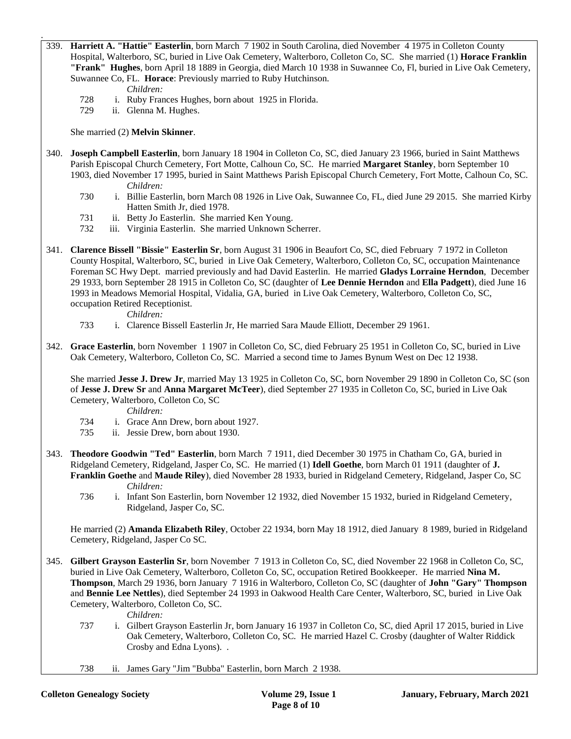339. **Harriett A. "Hattie" Easterlin**, born March 7 1902 in South Carolina, died November 4 1975 in Colleton County Hospital, Walterboro, SC, buried in Live Oak Cemetery, Walterboro, Colleton Co, SC. She married (1) **Horace Franklin "Frank" Hughes**, born April 18 1889 in Georgia, died March 10 1938 in Suwannee Co, Fl, buried in Live Oak Cemetery, Suwannee Co, FL. **Horace**: Previously married to Ruby Hutchinson.

   *Children:*

   728 i. Ruby Frances Hughes, born about 1925 in Florida.
   729 ii. Glenna M. Hughes.

   She married (2) **Melvin Skinner**.

340. **Joseph Campbell Easterlin**, born January 18 1904 in Colleton Co, SC, died January 23 1966, buried in Saint Matthews Parish Episcopal Church Cemetery, Fort Motte, Calhoun Co, SC. He married **Margaret Stanley**, born September 10 1903, died November 17 1995, buried in Saint Matthews Parish Episcopal Church Cemetery, Fort Motte, Calhoun Co, SC.

   *Children:*

   730 i. Billie Easterlin, born March 08 1926 in Live Oak, Suwannee Co, FL, died June 29 2015. She married Kirby Hatten Smith Jr, died 1978.
   731 ii. Betty Jo Easterlin. She married Ken Young.
   732 iii. Virginia Easterlin. She married Unknown Scherrer.

341. **Clarence Bissell "Bissie" Easterlin Sr**, born August 31 1906 in Beaufort Co, SC, died February 7 1972 in Colleton County Hospital, Walterboro, SC, buried in Live Oak Cemetery, Walterboro, Colleton Co, SC, occupation Maintenance Foreman SC Hwy Dept. married previously and had David Easterlin. He married **Gladys Lorraine Herndon**, December 29 1933, born September 28 1915 in Colleton Co, SC (daughter of **Lee Dennie Herndon** and **Ella Padgett**), died June 16 1993 in Meadows Memorial Hospital, Vidalia, GA, buried in Live Oak Cemetery, Walterboro, Colleton Co, SC, occupation Retired Receptionist.

   *Children:*

   733 i. Clarence Bissell Easterlin Jr, He married Sara Maude Elliott, December 29 1961.

342. **Grace Easterlin**, born November 1 1907 in Colleton Co, SC, died February 25 1951 in Colleton Co, SC, buried in Live Oak Cemetery, Walterboro, Colleton Co, SC. Married a second time to James Bynum West on Dec 12 1938.

   She married **Jesse J. Drew Jr**, married May 13 1925 in Colleton Co, SC, born November 29 1890 in Colleton Co, SC (son of **Jesse J. Drew Sr** and **Anna Margaret McTeer**), died September 27 1935 in Colleton Co, SC, buried in Live Oak Cemetery, Walterboro, Colleton Co, SC

   *Children:*

   734 i. Grace Ann Drew, born about 1927.
   735 ii. Jessie Drew, born about 1930.

343. **Theodore Goodwin "Ted" Easterlin**, born March 7 1911, died December 30 1975 in Chatham Co, GA, buried in Ridgeland Cemetery, Ridgeland, Jasper Co, SC. He married (1) **Idell Goethe**, born March 01 1911 (daughter of **J. Franklin Goethe** and **Maude Riley**), died November 28 1933, buried in Ridgeland Cemetery, Ridgeland, Jasper Co, SC

   *Children:*

   736 i. Infant Son Easterlin, born November 12 1932, died November 15 1932, buried in Ridgeland Cemetery, Ridgeland, Jasper Co, SC.

   He married (2) **Amanda Elizabeth Riley**, October 22 1934, born May 18 1912, died January 8 1989, buried in Ridgeland Cemetery, Ridgeland, Jasper Co SC.

345. **Gilbert Grayson Easterlin Sr**, born November 7 1913 in Colleton Co, SC, died November 22 1968 in Colleton Co, SC, buried in Live Oak Cemetery, Walterboro, Colleton Co, SC, occupation Retired Bookkeeper. He married **Nina M. Thompson**, March 29 1936, born January 7 1916 in Walterboro, Colleton Co, SC (daughter of **John "Gary" Thompson** and **Bennie Lee Nettles**), died September 24 1993 in Oakwood Health Care Center, Walterboro, SC, buried in Live Oak Cemetery, Walterboro, Colleton Co, SC.

   *Children:*

   737 i. Gilbert Grayson Easterlin Jr, born January 16 1937 in Colleton Co, SC, died April 17 2015, buried in Live Oak Cemetery, Walterboro, Colleton Co, SC. He married Hazel C. Crosby (daughter of Walter Riddick Crosby and Edna Lyons). .

   738 ii. James Gary "Jim "Bubba" Easterlin, born March 2 1938.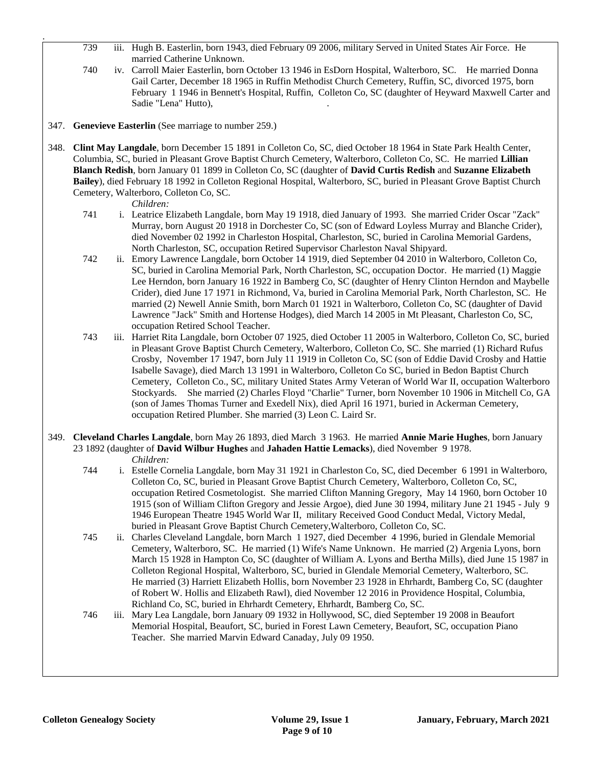739 iii. Hugh B. Easterlin, born 1943, died February 09 2006, military Served in United States Air Force. He married Catherine Unknown.

740 iv. Carroll Maier Easterlin, born October 13 1946 in EsDorn Hospital, Walterboro, SC. He married Donna Gail Carter, December 18 1965 in Ruffin Methodist Church Cemetery, Ruffin, SC, divorced 1975, born February 1 1946 in Bennett's Hospital, Ruffin, Colleton Co, SC (daughter of Heyward Maxwell Carter and Sadie "Lena" Hutto), .

347. **Genevieve Easterlin** (See marriage to number 259.)

348. **Clint May Langdale**, born December 15 1891 in Colleton Co, SC, died October 18 1964 in State Park Health Center, Columbia, SC, buried in Pleasant Grove Baptist Church Cemetery, Walterboro, Colleton Co, SC. He married **Lillian Blanch Redish**, born January 01 1899 in Colleton Co, SC (daughter of **David Curtis Redish** and **Suzanne Elizabeth Bailey**), died February 18 1992 in Colleton Regional Hospital, Walterboro, SC, buried in Pleasant Grove Baptist Church Cemetery, Walterboro, Colleton Co, SC.

*Children:*

741 i. Leatrice Elizabeth Langdale, born May 19 1918, died January of 1993. She married Crider Oscar "Zack" Murray, born August 20 1918 in Dorchester Co, SC (son of Edward Loyless Murray and Blanche Crider), died November 02 1992 in Charleston Hospital, Charleston, SC, buried in Carolina Memorial Gardens, North Charleston, SC, occupation Retired Supervisor Charleston Naval Shipyard.

742 ii. Emory Lawrence Langdale, born October 14 1919, died September 04 2010 in Walterboro, Colleton Co, SC, buried in Carolina Memorial Park, North Charleston, SC, occupation Doctor. He married (1) Maggie Lee Herndon, born January 16 1922 in Bamberg Co, SC (daughter of Henry Clinton Herndon and Maybelle Crider), died June 17 1971 in Richmond, Va, buried in Carolina Memorial Park, North Charleston, SC. He married (2) Newell Annie Smith, born March 01 1921 in Walterboro, Colleton Co, SC (daughter of David Lawrence "Jack" Smith and Hortense Hodges), died March 14 2005 in Mt Pleasant, Charleston Co, SC, occupation Retired School Teacher.

743 iii. Harriet Rita Langdale, born October 07 1925, died October 11 2005 in Walterboro, Colleton Co, SC, buried in Pleasant Grove Baptist Church Cemetery, Walterboro, Colleton Co, SC. She married (1) Richard Rufus Crosby, November 17 1947, born July 11 1919 in Colleton Co, SC (son of Eddie David Crosby and Hattie Isabelle Savage), died March 13 1991 in Walterboro, Colleton Co SC, buried in Bedon Baptist Church Cemetery, Colleton Co., SC, military United States Army Veteran of World War II, occupation Walterboro Stockyards. She married (2) Charles Floyd "Charlie" Turner, born November 10 1906 in Mitchell Co, GA (son of James Thomas Turner and Exedell Nix), died April 16 1971, buried in Ackerman Cemetery, occupation Retired Plumber. She married (3) Leon C. Laird Sr.

349. **Cleveland Charles Langdale**, born May 26 1893, died March 3 1963. He married **Annie Marie Hughes**, born January 23 1892 (daughter of **David Wilbur Hughes** and **Jahaden Hattie Lemacks**), died November 9 1978.

*Children:*

744 i. Estelle Cornelia Langdale, born May 31 1921 in Charleston Co, SC, died December 6 1991 in Walterboro, Colleton Co, SC, buried in Pleasant Grove Baptist Church Cemetery, Walterboro, Colleton Co, SC, occupation Retired Cosmetologist. She married Clifton Manning Gregory, May 14 1960, born October 10 1915 (son of William Clifton Gregory and Jessie Argoe), died June 30 1994, military June 21 1945 - July 9 1946 European Theatre 1945 World War II, military Received Good Conduct Medal, Victory Medal, buried in Pleasant Grove Baptist Church Cemetery,Walterboro, Colleton Co, SC.

745 ii. Charles Cleveland Langdale, born March 1 1927, died December 4 1996, buried in Glendale Memorial Cemetery, Walterboro, SC. He married (1) Wife's Name Unknown. He married (2) Argenia Lyons, born March 15 1928 in Hampton Co, SC (daughter of William A. Lyons and Bertha Mills), died June 15 1987 in Colleton Regional Hospital, Walterboro, SC, buried in Glendale Memorial Cemetery, Walterboro, SC. He married (3) Harriett Elizabeth Hollis, born November 23 1928 in Ehrhardt, Bamberg Co, SC (daughter of Robert W. Hollis and Elizabeth Rawl), died November 12 2016 in Providence Hospital, Columbia, Richland Co, SC, buried in Ehrhardt Cemetery, Ehrhardt, Bamberg Co, SC.

746 iii. Mary Lea Langdale, born January 09 1932 in Hollywood, SC, died September 19 2008 in Beaufort Memorial Hospital, Beaufort, SC, buried in Forest Lawn Cemetery, Beaufort, SC, occupation Piano Teacher. She married Marvin Edward Canaday, July 09 1950.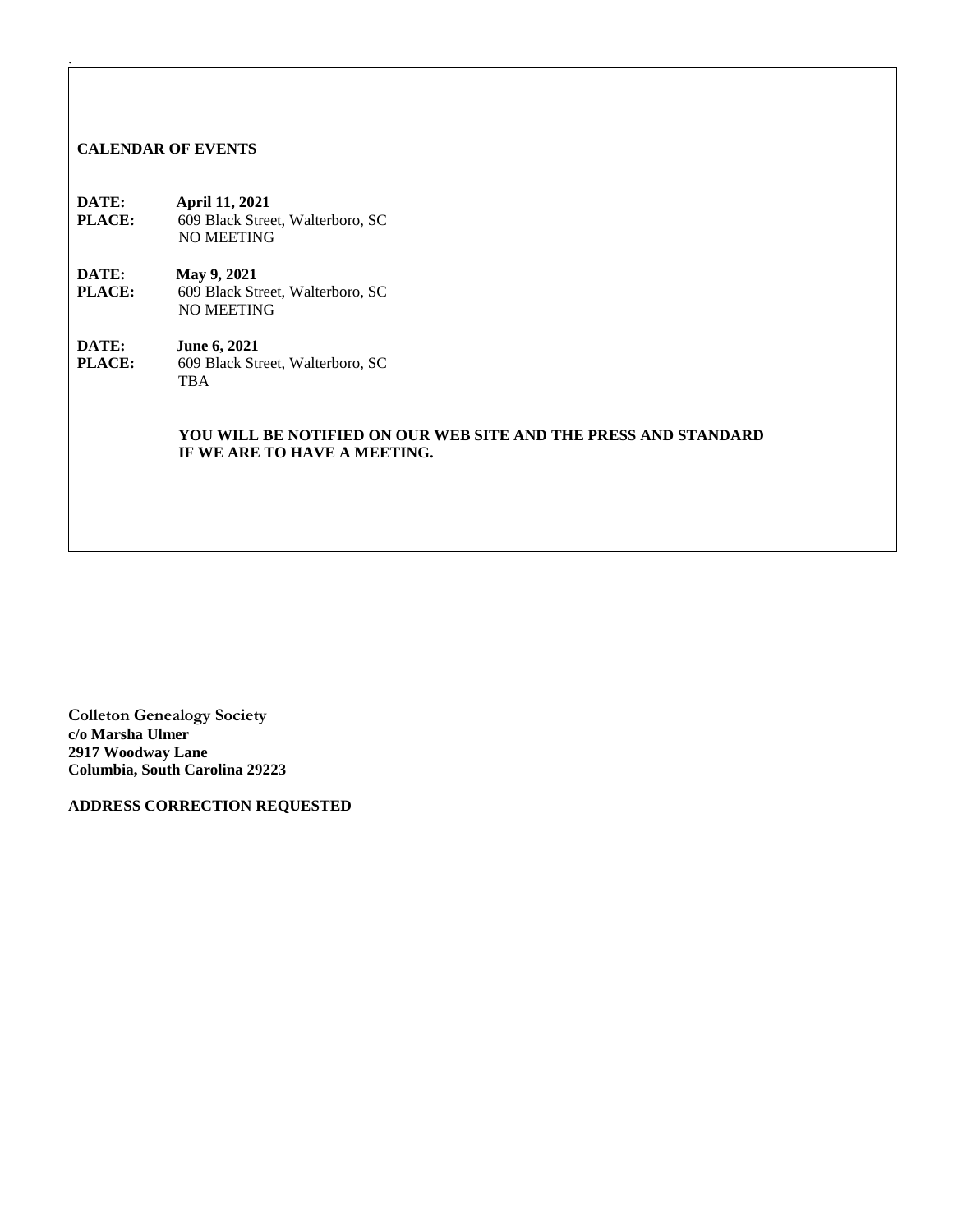**CALENDAR OF EVENTS**

**DATE:** **April 11, 2021**
**PLACE:** 609 Black Street, Walterboro, SC
NO MEETING

**DATE:** **May 9, 2021**
**PLACE:** 609 Black Street, Walterboro, SC
NO MEETING

**DATE:** **June 6, 2021**
**PLACE:** 609 Black Street, Walterboro, SC
TBA

**YOU WILL BE NOTIFIED ON OUR WEB SITE AND THE PRESS AND STANDARD IF WE ARE TO HAVE A MEETING.**

**Colleton Genealogy Society**
**c/o Marsha Ulmer**
**2917 Woodway Lane**
**Columbia, South Carolina 29223**

**ADDRESS CORRECTION REQUESTED**